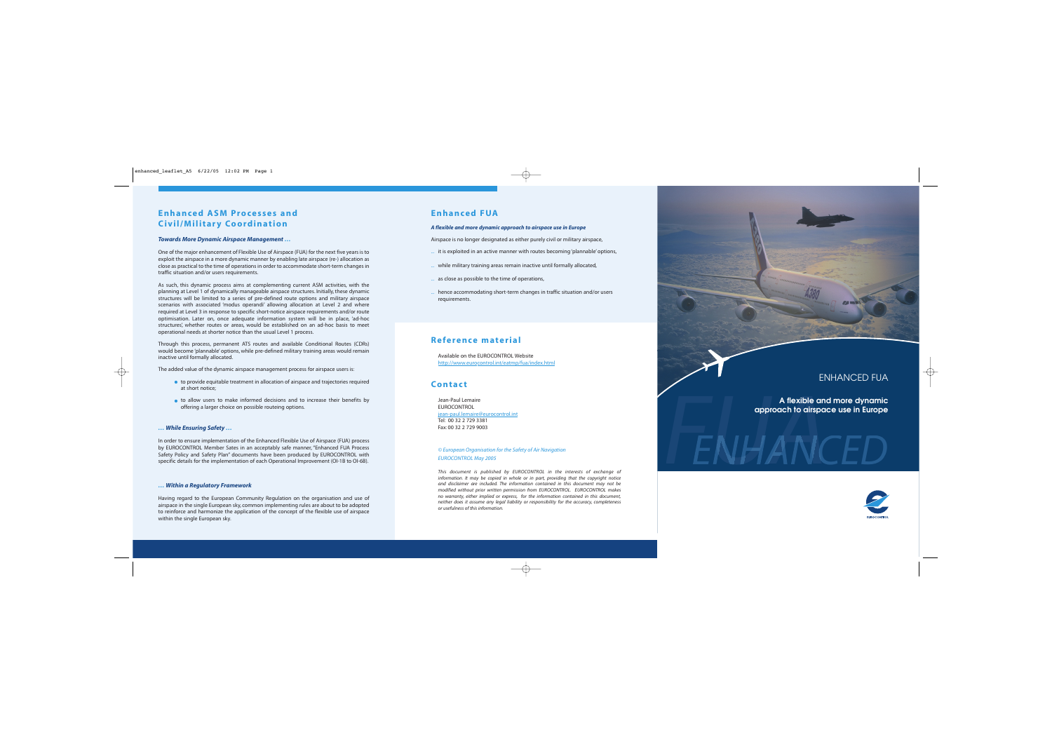## Enhanced ASM Processes and Civil/Military Coordination

***Towards More Dynamic Airspace Management …***

One of the major enhancement of Flexible Use of Airspace (FUA) for the next five years is to exploit the airspace in a more dynamic manner by enabling late airspace (re-) allocation as close as practical to the time of operations in order to accommodate short-term changes in traffic situation and/or users requirements.

As such, this dynamic process aims at complementing current ASM activities, with the planning at Level 1 of dynamically manageable airspace structures. Initially, these dynamic structures will be limited to a series of pre-defined route options and military airspace scenarios with associated 'modus operandi' allowing allocation at Level 2 and where required at Level 3 in response to specific short-notice airspace requirements and/or route optimisation. Later on, once adequate information system will be in place, 'ad-hoc structures', whether routes or areas, would be established on an ad-hoc basis to meet operational needs at shorter notice than the usual Level 1 process.

Through this process, permanent ATS routes and available Conditional Routes (CDRs) would become 'plannable' options, while pre-defined military training areas would remain inactive until formally allocated.

The added value of the dynamic airspace management process for airspace users is:

- to provide equitable treatment in allocation of airspace and trajectories required at short notice;
- to allow users to make informed decisions and to increase their benefits by offering a larger choice on possible routeing options.

***… While Ensuring Safety …***

In order to ensure implementation of the Enhanced Flexible Use of Airspace (FUA) process by EUROCONTROL Member Sates in an acceptably safe manner, "Enhanced FUA Process Safety Policy and Safety Plan" documents have been produced by EUROCONTROL with specific details for the implementation of each Operational Improvement (OI-18 to OI-68).

***… Within a Regulatory Framework***

Having regard to the European Community Regulation on the organisation and use of airspace in the single European sky, common implementing rules are about to be adopted to reinforce and harmonize the application of the concept of the flexible use of airspace within the single European sky.

## Enhanced FUA

***A flexible and more dynamic approach to airspace use in Europe***

Airspace is no longer designated as either purely civil or military airspace,

… it is exploited in an active manner with routes becoming 'plannable' options,

… while military training areas remain inactive until formally allocated,

… as close as possible to the time of operations,

… hence accommodating short-term changes in traffic situation and/or users requirements.

## Reference material

Available on the EUROCONTROL Website
http://www.eurocontrol.int/eatmp/fua/index.html

## Contact

Jean-Paul Lemaire
EUROCONTROL
jean-paul.lemaire@eurocontrol.int
Tel: 00 32 2 729 3381
Fax: 00 32 2 729 9003

*© European Organisation for the Safety of Air Navigation*
*EUROCONTROL May 2005*

*This document is published by EUROCONTROL in the interests of exchange of information. It may be copied in whole or in part, providing that the copyright notice and disclaimer are included. The information contained in this document may not be modified without prior written permission from EUROCONTROL. EUROCONTROL makes no warranty, either implied or express, for the information contained in this document, neither does it assume any legal liability or responsibility for the accuracy, completeness or usefulness of this information.*

# ENHANCED FUA

**A flexible and more dynamic approach to airspace use in Europe**

FUA ENHANCED

EUROCONTROL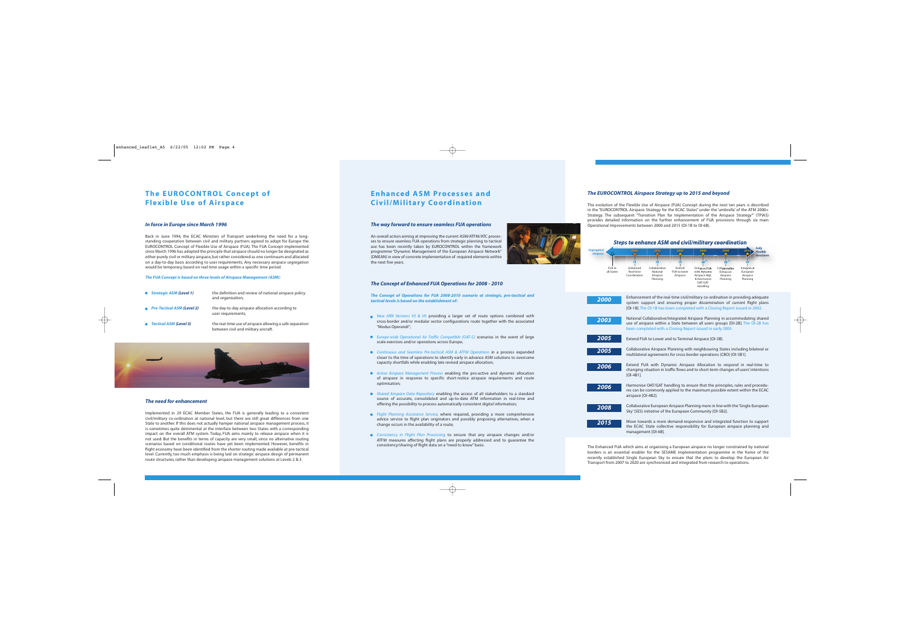## The EUROCONTROL Concept of Flexible Use of Airspace

### *In force in Europe since March 1996*

Back in June 1994, the ECAC Ministers of Transport underlining the need for a long-standing cooperation between civil and military partners agreed to adopt for Europe the EUROCONTROL Concept of Flexible Use of Airspace (FUA). The FUA Concept implemented since March 1996 has adopted the principle that airspace should no longer be designated as either purely civil or military airspace, but rather considered as one continuum and allocated on a day-to-day basis according to user requirements. Any necessary airspace segregation would be temporary, based on real-time usage within a specific time period.

***The FUA Concept is based on three levels of Airspace Management (ASM):***

- ***Strategic ASM (Level 1)*** — the definition and review of national airspace policy and organisation;
- ***Pre-Tactical ASM (Level 2)*** — the day-to-day airspace allocation according to user requirements;
- ***Tactical ASM (Level 3)*** — the real-time use of airspace allowing a safe separation between civil and military aircraft.

### *The need for enhancement*

Implemented in 29 ECAC Member States, the FUA is generally leading to a consistent civil/military co-ordination at national level, but there are still great differences from one State to another. If this does not actually hamper national airspace management process, it is sometimes quite detrimental at the interface between two States with a corresponding impact on the overall ATM system. Today, FUA aims mainly to release airspace when it is not used. But the benefits in terms of capacity are very small, since no alternative routing scenarios based on conditional routes have yet been implemented. However, benefits in flight economy have been identified from the shorter routing made available at pre-tactical level. Currently, too much emphasis is being laid on strategic airspace design of permanent route structures, rather than developing airspace management solutions at Levels 2 & 3.

## Enhanced ASM Processes and Civil/Military Coordination

### *The way forward to ensure seamless FUA operations*

An overall action aiming at improving the current ASM/ATFM/ATC processes to ensure seamless FUA operations from strategic planning to tactical use has been recently taken by EUROCONTROL within the framework programme "Dynamic Management of the European Airspace Network" (DMEAN) in view of concrete implementation of required elements within the next five years.

### *The Concept of Enhanced FUA Operations for 2008 - 2010*

***The Concept of Operations for FUA 2008-2010 scenario at strategic, pre-tactical and tactical levels is based on the establishment of:***

- *New ARN Versions V5 & V6* providing a larger set of route options combined with cross-border and/or modular sector configurations route together with the associated "Modus Operandi";
- *Europe-wide Operational Air Traffic Compatible (OAT-C)* scenarios in the event of large scale exercises and/or operations across Europe;
- *Continuous and Seamless Pre-tactical ASM & ATFM Operations* in a process expanded closer to the time of operations to identify early in advance ASM solutions to overcome capacity shortfalls while enabling late revised airspace allocation;
- *Active Airspace Management Process* enabling the pro-active and dynamic allocation of airspace in response to specific short-notice airspace requirements and route optimisation;
- *Shared Airspace Data Repository* enabling the access of all stakeholders to a standard source of accurate, consolidated and up-to-date ATM information in real-time and offering the possibility to process automatically consistent digital information;
- *Flight Planning Assistance Service*, where required, providing a more comprehensive advice service to flight plan originators and possibly proposing alternatives, when a change occurs in the availability of a route;
- *Consistency in Flight Plan Processing* to ensure that any airspace changes and/or ATFM measures affecting flight plans are properly addressed and to guarantee the consistency/sharing of flight data on a "need to know" basis.

### *The EUROCONTROL Airspace Strategy up to 2015 and beyond*

The evolution of the Flexible Use of Airspace (FUA) Concept during the next ten years is described in the "EUROCONTROL Airspace Strategy for the ECAC States" under the 'umbrella' of the ATM 2000+ Strategy. The subsequent "Transition Plan for Implementation of the Airspace Strategy" (TPIAS) provides detailed information on the further enhancement of FUA provisions through six main Operational Improvements between 2000 and 2015 (OI-1B to OI-6B).

***Steps to enhance ASM and civil/military coordination***

Segregated airspace — 2000 — 2003 — 2005 — 2006 — 2008 — 2015 — Fully flexible Structures

FUA in all States; Enhanced Real-time Coordination; Collaborative National Airspace Planning; Extend FUA to lower Airspace; Enhance FUA with Dynamic Airspace Mgt. & Harmonise OAT/GAT Handling; Collaborative European Airspace Planning; Integrated European Airspace Planning

| | |
|---|---|
| 2000 | Enhancement of the real-time civil/military co-ordination in providing adequate system support and ensuring proper dissemination of current flight plans [OI-1B]. The OI-1B has been completed with a Closing Report issued in 2002. |
| 2003 | National Collaborative/Integrated Airspace Planning in accommodating shared use of airspace within a State between all users groups [OI-2B]. The OI-2B has been completed with a Closing Report issued in early 2005. |
| 2005 | Extend FUA to Lower and to Terminal Airspace [OI-3B]. |
| 2005 | Collaborative Airspace Planning with neighbouring States including bilateral or multilateral agreements for cross-border operations (CBO) [OI-5B1]. |
| 2006 | Extend FUA with Dynamic Airspace Allocation to respond in real-time to changing situation in traffic flows and to short-term changes of users' intentions [OI-4B1]. |
| 2006 | Harmonise OAT/GAT handling to ensure that the principles, rules and procedures can be commonly applied to the maximum possible extent within the ECAC airspace [OI-4B2]. |
| 2008 | Collaborative European Airspace Planning more in line with the 'Single European Sky' (SES) initiative of the European Community [OI-5B2]. |
| 2015 | Move towards a more demand-responsive and integrated function to support the ECAC State collective responsibility for European airspace planning and management [OI-6B]. |

The Enhanced FUA which aims at organising a European airspace no longer constrained by national borders is an essential enabler for the SESAME implementation programme in the frame of the recently established Single European Sky to ensure that the plans to develop the European Air Transport from 2007 to 2020 are synchronised and integrated from research to operations.